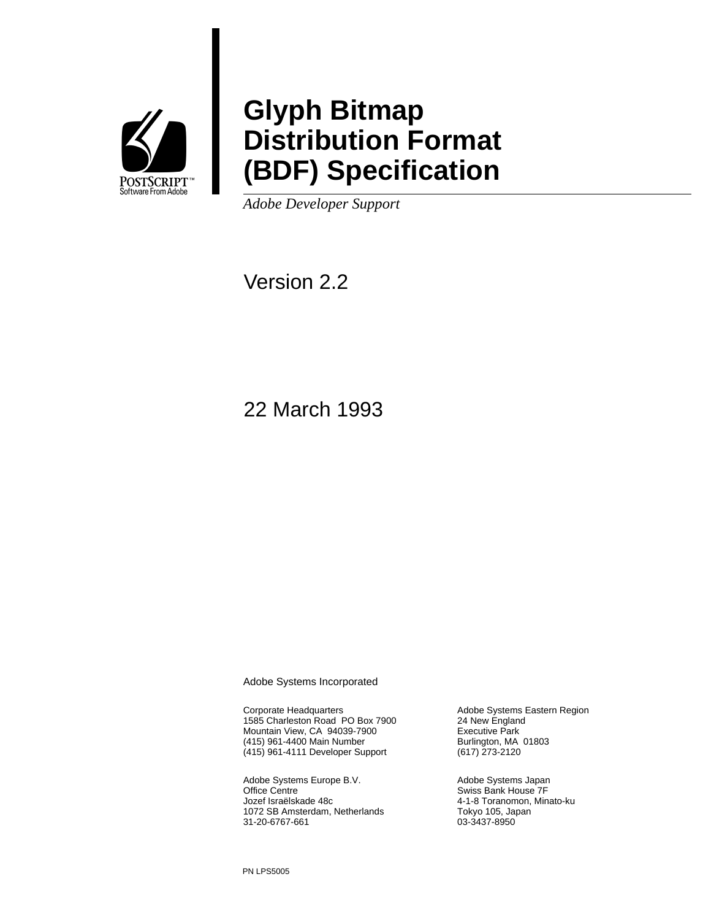POSTSCRIPT™
Software From Adobe

# Glyph Bitmap Distribution Format (BDF) Specification

*Adobe Developer Support*

Version 2.2

22 March 1993

Adobe Systems Incorporated

Corporate Headquarters
1585 Charleston Road PO Box 7900
Mountain View, CA 94039-7900
(415) 961-4400 Main Number
(415) 961-4111 Developer Support

Adobe Systems Eastern Region
24 New England
Executive Park
Burlington, MA 01803
(617) 273-2120

Adobe Systems Europe B.V.
Office Centre
Jozef Israëlskade 48c
1072 SB Amsterdam, Netherlands
31-20-6767-661

Adobe Systems Japan
Swiss Bank House 7F
4-1-8 Toranomon, Minato-ku
Tokyo 105, Japan
03-3437-8950

PN LPS5005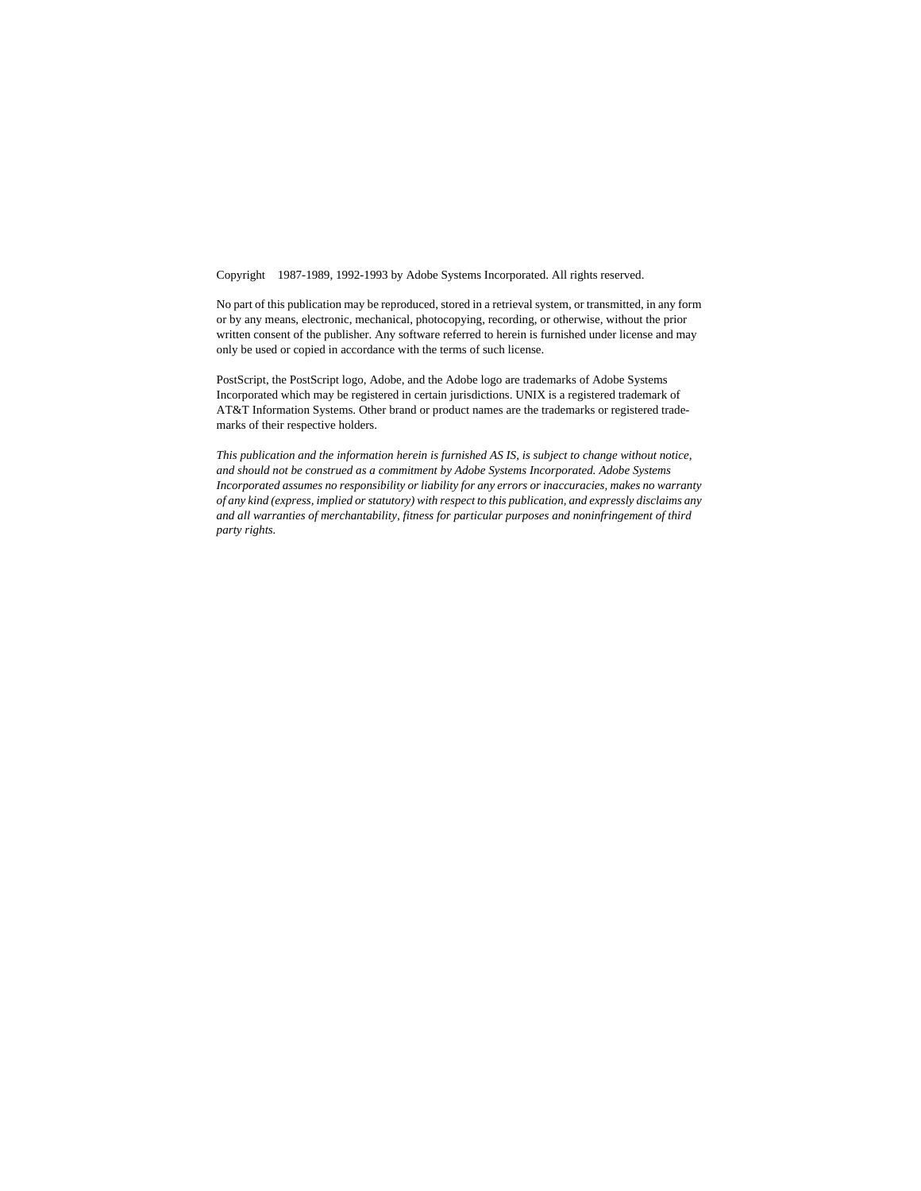Copyright 1987-1989, 1992-1993 by Adobe Systems Incorporated. All rights reserved.

No part of this publication may be reproduced, stored in a retrieval system, or transmitted, in any form or by any means, electronic, mechanical, photocopying, recording, or otherwise, without the prior written consent of the publisher. Any software referred to herein is furnished under license and may only be used or copied in accordance with the terms of such license.

PostScript, the PostScript logo, Adobe, and the Adobe logo are trademarks of Adobe Systems Incorporated which may be registered in certain jurisdictions. UNIX is a registered trademark of AT&T Information Systems. Other brand or product names are the trademarks or registered trademarks of their respective holders.

*This publication and the information herein is furnished AS IS, is subject to change without notice, and should not be construed as a commitment by Adobe Systems Incorporated. Adobe Systems Incorporated assumes no responsibility or liability for any errors or inaccuracies, makes no warranty of any kind (express, implied or statutory) with respect to this publication, and expressly disclaims any and all warranties of merchantability, fitness for particular purposes and noninfringement of third party rights.*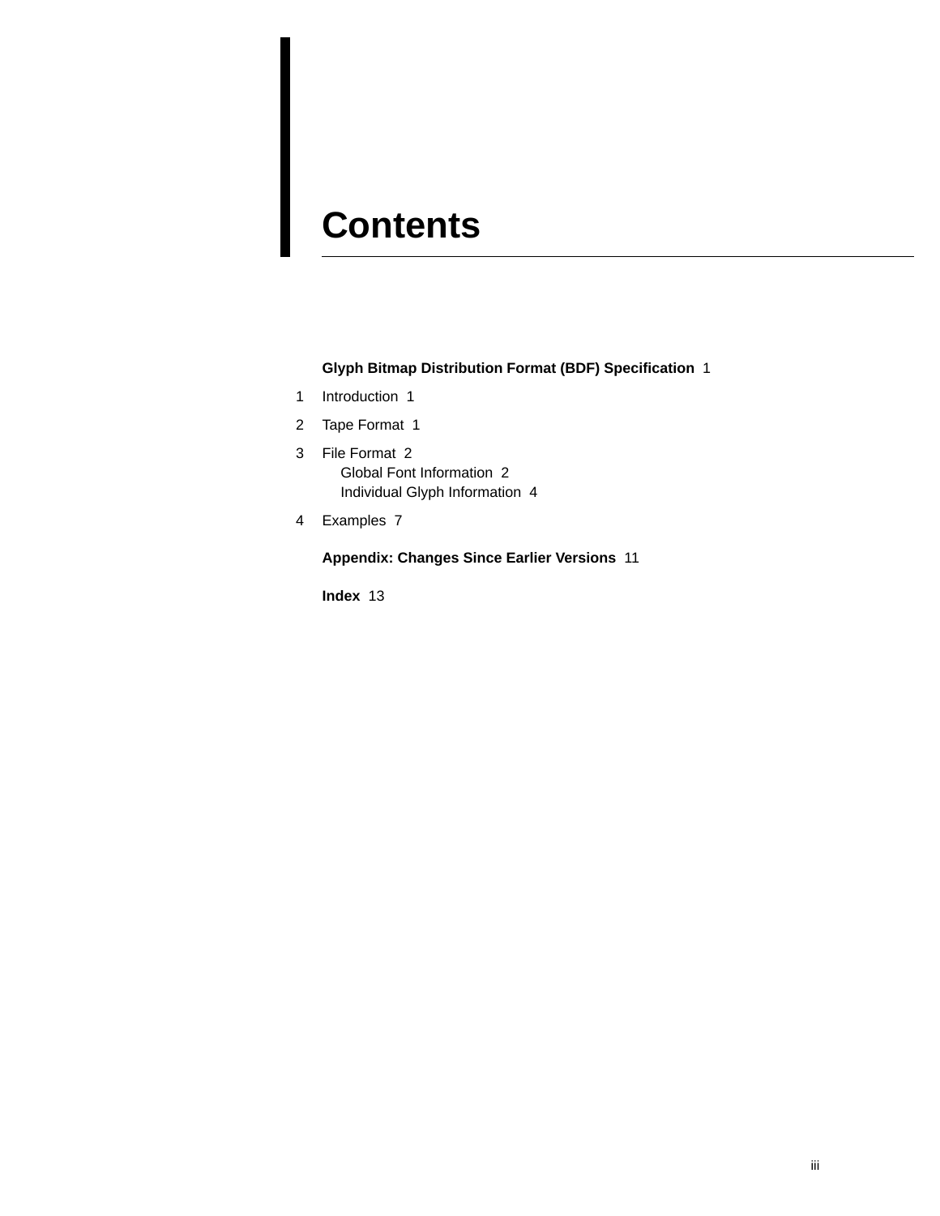# Contents

**Glyph Bitmap Distribution Format (BDF) Specification** 1

1 Introduction 1

2 Tape Format 1

3 File Format 2
   - Global Font Information 2
   - Individual Glyph Information 4

4 Examples 7

**Appendix: Changes Since Earlier Versions** 11

**Index** 13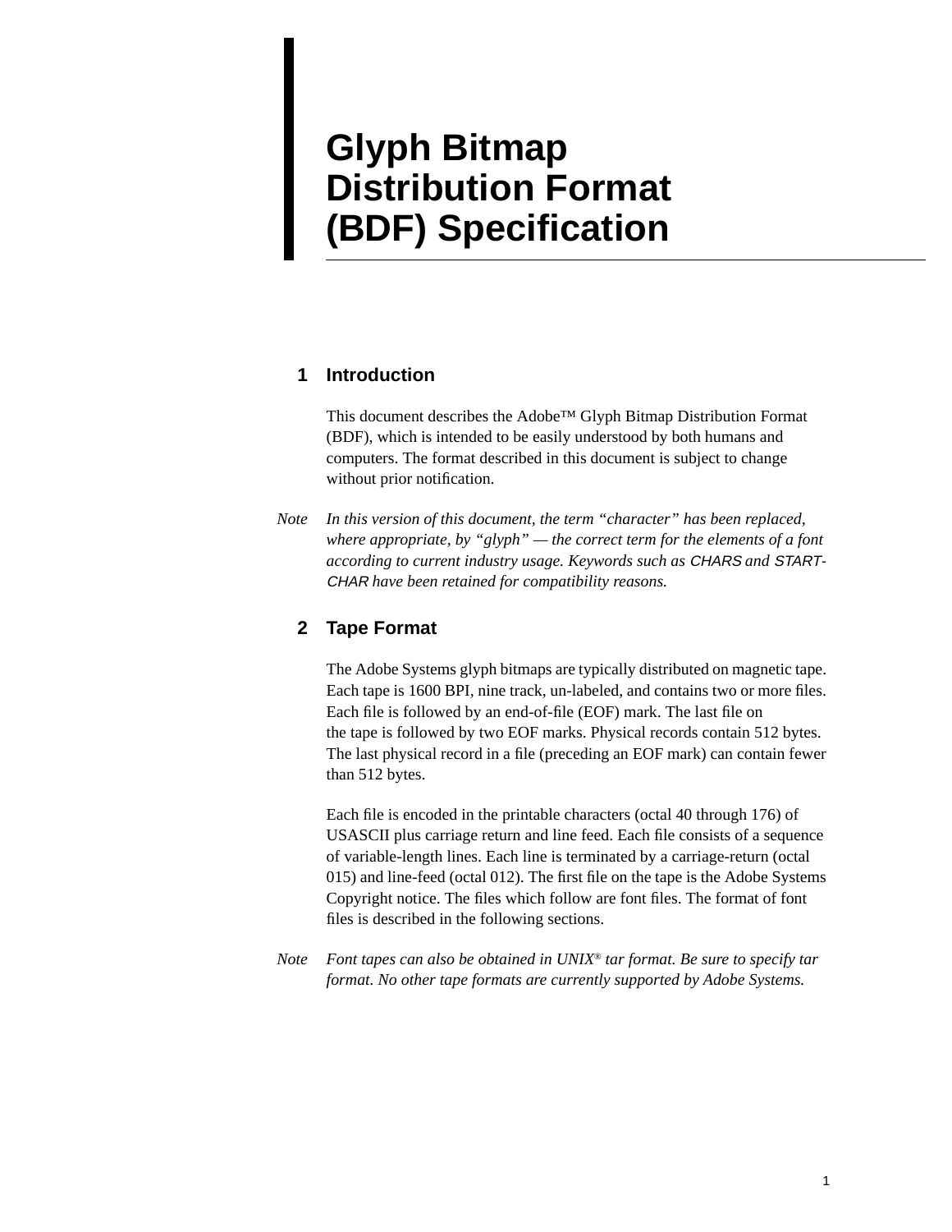# Glyph Bitmap Distribution Format (BDF) Specification

## 1 Introduction

This document describes the Adobe™ Glyph Bitmap Distribution Format (BDF), which is intended to be easily understood by both humans and computers. The format described in this document is subject to change without prior notification.

*Note* *In this version of this document, the term "character" has been replaced, where appropriate, by "glyph" — the correct term for the elements of a font according to current industry usage. Keywords such as* CHARS *and* STARTCHAR *have been retained for compatibility reasons.*

## 2 Tape Format

The Adobe Systems glyph bitmaps are typically distributed on magnetic tape. Each tape is 1600 BPI, nine track, un-labeled, and contains two or more files. Each file is followed by an end-of-file (EOF) mark. The last file on the tape is followed by two EOF marks. Physical records contain 512 bytes. The last physical record in a file (preceding an EOF mark) can contain fewer than 512 bytes.

Each file is encoded in the printable characters (octal 40 through 176) of USASCII plus carriage return and line feed. Each file consists of a sequence of variable-length lines. Each line is terminated by a carriage-return (octal 015) and line-feed (octal 012). The first file on the tape is the Adobe Systems Copyright notice. The files which follow are font files. The format of font files is described in the following sections.

*Note* *Font tapes can also be obtained in UNIX® tar format. Be sure to specify tar format. No other tape formats are currently supported by Adobe Systems.*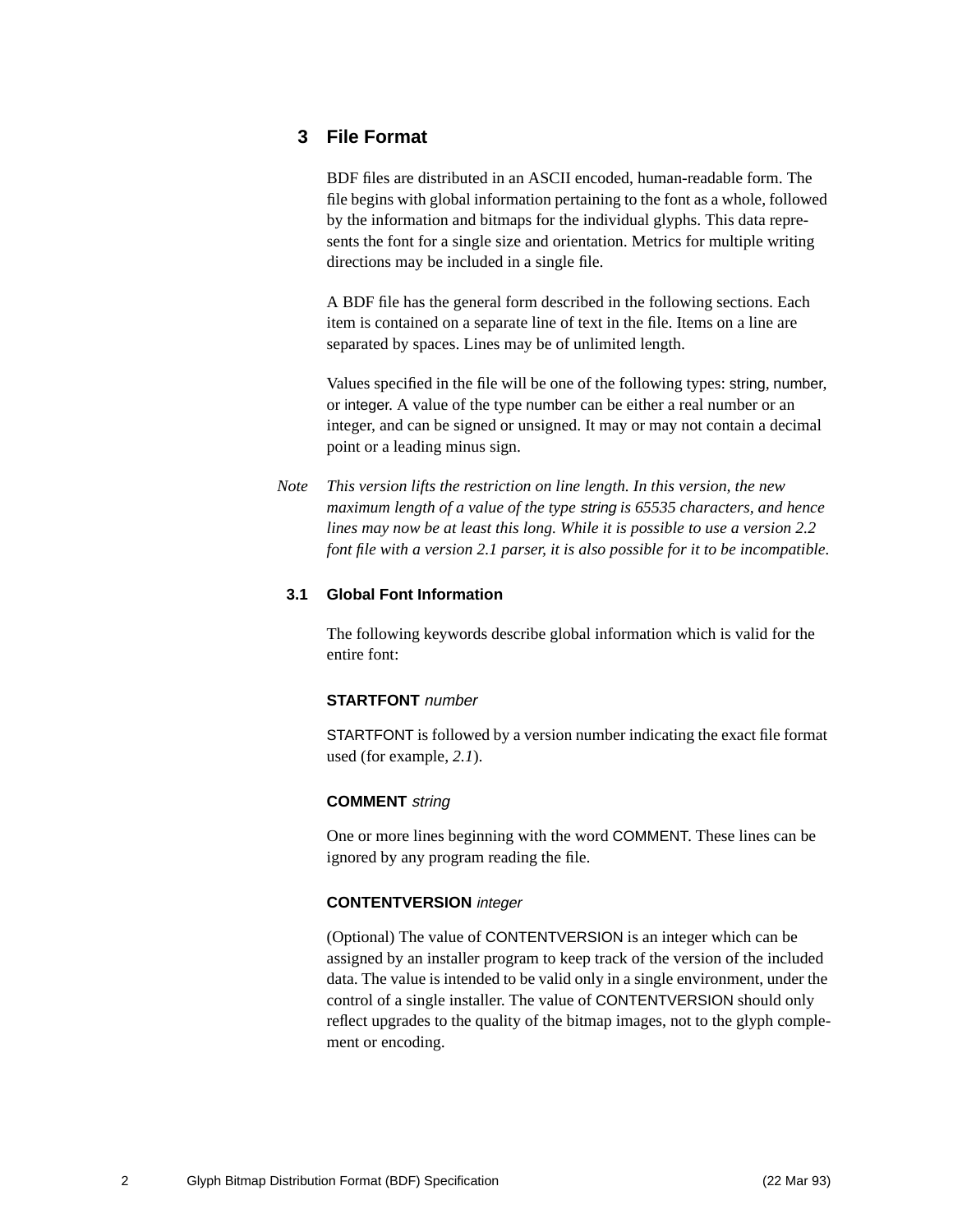## 3 File Format

BDF files are distributed in an ASCII encoded, human-readable form. The file begins with global information pertaining to the font as a whole, followed by the information and bitmaps for the individual glyphs. This data represents the font for a single size and orientation. Metrics for multiple writing directions may be included in a single file.

A BDF file has the general form described in the following sections. Each item is contained on a separate line of text in the file. Items on a line are separated by spaces. Lines may be of unlimited length.

Values specified in the file will be one of the following types: string, number, or integer. A value of the type number can be either a real number or an integer, and can be signed or unsigned. It may or may not contain a decimal point or a leading minus sign.

*Note* *This version lifts the restriction on line length. In this version, the new maximum length of a value of the type string is 65535 characters, and hence lines may now be at least this long. While it is possible to use a version 2.2 font file with a version 2.1 parser, it is also possible for it to be incompatible.*

### 3.1 Global Font Information

The following keywords describe global information which is valid for the entire font:

**STARTFONT** *number*

STARTFONT is followed by a version number indicating the exact file format used (for example, *2.1*).

**COMMENT** *string*

One or more lines beginning with the word COMMENT. These lines can be ignored by any program reading the file.

**CONTENTVERSION** *integer*

(Optional) The value of CONTENTVERSION is an integer which can be assigned by an installer program to keep track of the version of the included data. The value is intended to be valid only in a single environment, under the control of a single installer. The value of CONTENTVERSION should only reflect upgrades to the quality of the bitmap images, not to the glyph complement or encoding.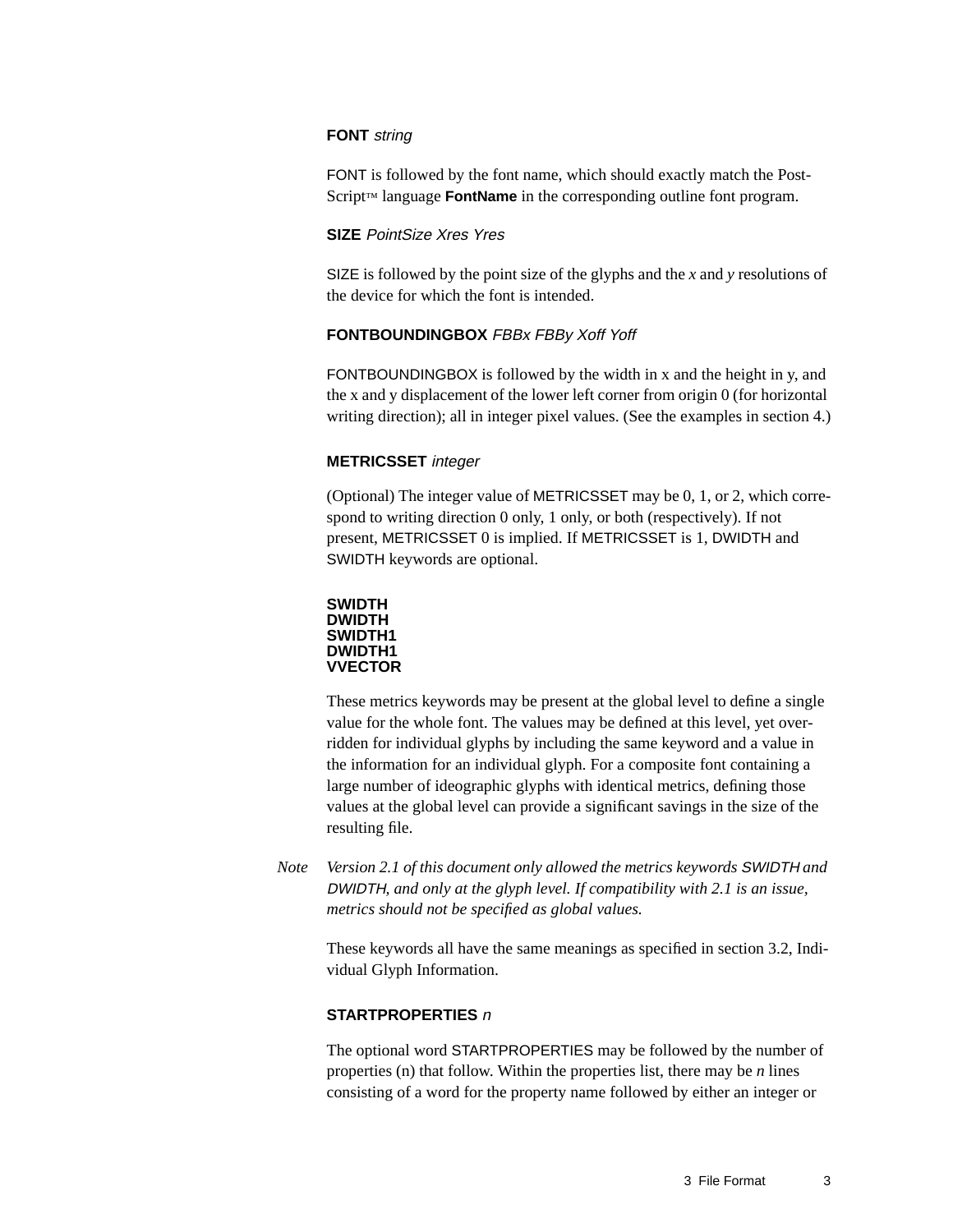**FONT** *string*

FONT is followed by the font name, which should exactly match the PostScript™ language **FontName** in the corresponding outline font program.

**SIZE** *PointSize Xres Yres*

SIZE is followed by the point size of the glyphs and the *x* and *y* resolutions of the device for which the font is intended.

**FONTBOUNDINGBOX** *FBBx FBBy Xoff Yoff*

FONTBOUNDINGBOX is followed by the width in x and the height in y, and the x and y displacement of the lower left corner from origin 0 (for horizontal writing direction); all in integer pixel values. (See the examples in section 4.)

**METRICSSET** *integer*

(Optional) The integer value of METRICSSET may be 0, 1, or 2, which correspond to writing direction 0 only, 1 only, or both (respectively). If not present, METRICSSET 0 is implied. If METRICSSET is 1, DWIDTH and SWIDTH keywords are optional.

**SWIDTH**
**DWIDTH**
**SWIDTH1**
**DWIDTH1**
**VVECTOR**

These metrics keywords may be present at the global level to define a single value for the whole font. The values may be defined at this level, yet overridden for individual glyphs by including the same keyword and a value in the information for an individual glyph. For a composite font containing a large number of ideographic glyphs with identical metrics, defining those values at the global level can provide a significant savings in the size of the resulting file.

*Note* *Version 2.1 of this document only allowed the metrics keywords SWIDTH and DWIDTH, and only at the glyph level. If compatibility with 2.1 is an issue, metrics should not be specified as global values.*

These keywords all have the same meanings as specified in section 3.2, Individual Glyph Information.

**STARTPROPERTIES** *n*

The optional word STARTPROPERTIES may be followed by the number of properties (n) that follow. Within the properties list, there may be *n* lines consisting of a word for the property name followed by either an integer or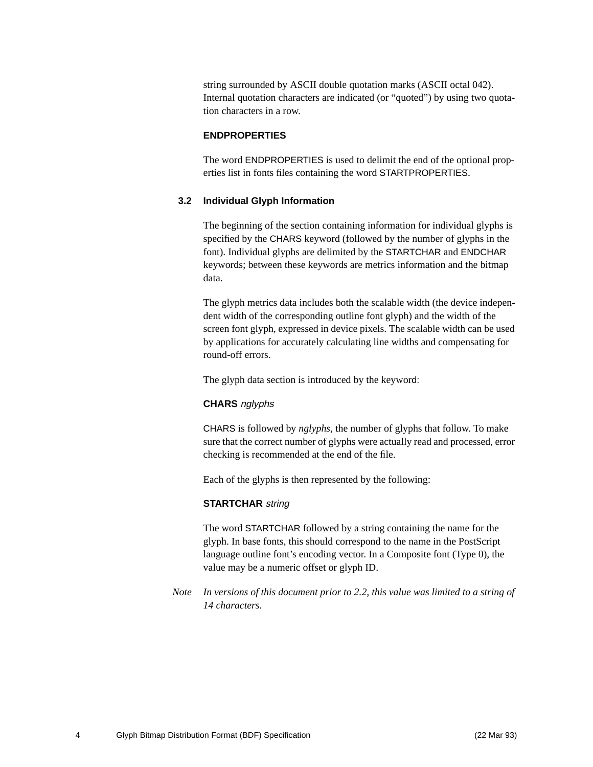string surrounded by ASCII double quotation marks (ASCII octal 042). Internal quotation characters are indicated (or "quoted") by using two quotation characters in a row.

**ENDPROPERTIES**

The word ENDPROPERTIES is used to delimit the end of the optional properties list in fonts files containing the word STARTPROPERTIES.

### 3.2 Individual Glyph Information

The beginning of the section containing information for individual glyphs is specified by the CHARS keyword (followed by the number of glyphs in the font). Individual glyphs are delimited by the STARTCHAR and ENDCHAR keywords; between these keywords are metrics information and the bitmap data.

The glyph metrics data includes both the scalable width (the device independent width of the corresponding outline font glyph) and the width of the screen font glyph, expressed in device pixels. The scalable width can be used by applications for accurately calculating line widths and compensating for round-off errors.

The glyph data section is introduced by the keyword:

**CHARS** *nglyphs*

CHARS is followed by *nglyphs*, the number of glyphs that follow. To make sure that the correct number of glyphs were actually read and processed, error checking is recommended at the end of the file.

Each of the glyphs is then represented by the following:

**STARTCHAR** *string*

The word STARTCHAR followed by a string containing the name for the glyph. In base fonts, this should correspond to the name in the PostScript language outline font's encoding vector. In a Composite font (Type 0), the value may be a numeric offset or glyph ID.

*Note* *In versions of this document prior to 2.2, this value was limited to a string of 14 characters.*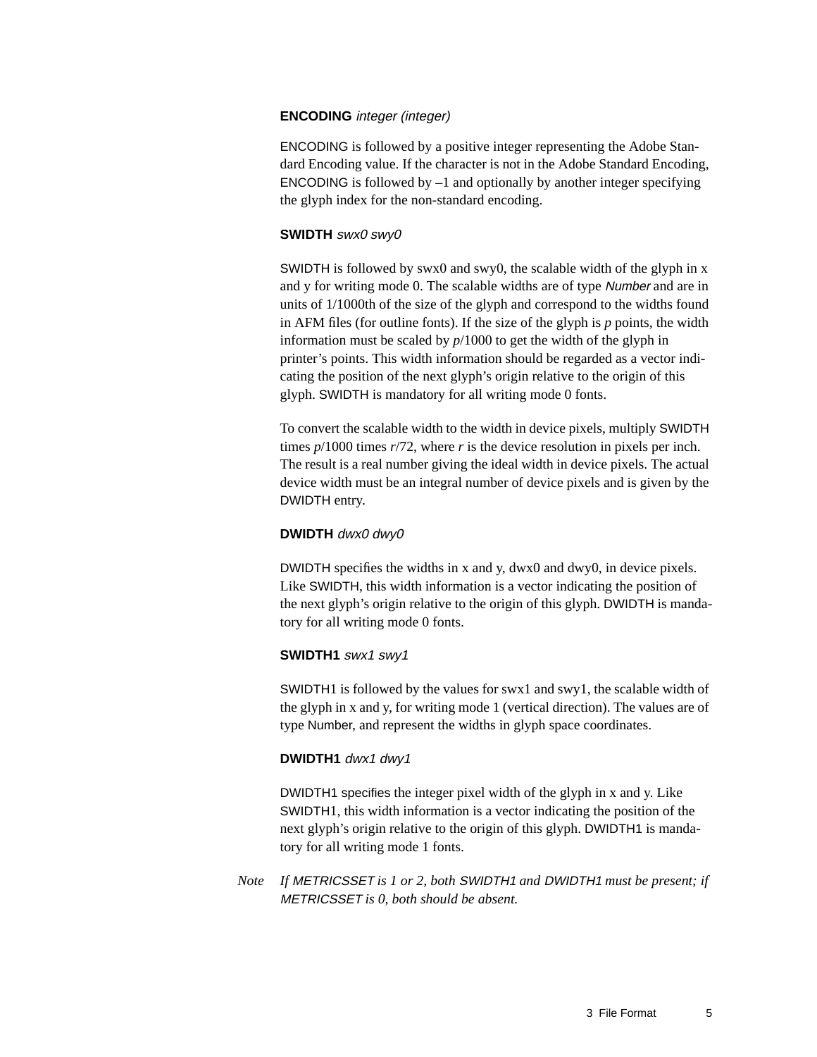**ENCODING** *integer (integer)*

ENCODING is followed by a positive integer representing the Adobe Standard Encoding value. If the character is not in the Adobe Standard Encoding, ENCODING is followed by –1 and optionally by another integer specifying the glyph index for the non-standard encoding.

**SWIDTH** *swx0 swy0*

SWIDTH is followed by swx0 and swy0, the scalable width of the glyph in x and y for writing mode 0. The scalable widths are of type *Number* and are in units of 1/1000th of the size of the glyph and correspond to the widths found in AFM files (for outline fonts). If the size of the glyph is *p* points, the width information must be scaled by *p*/1000 to get the width of the glyph in printer's points. This width information should be regarded as a vector indicating the position of the next glyph's origin relative to the origin of this glyph. SWIDTH is mandatory for all writing mode 0 fonts.

To convert the scalable width to the width in device pixels, multiply SWIDTH times *p*/1000 times *r*/72, where *r* is the device resolution in pixels per inch. The result is a real number giving the ideal width in device pixels. The actual device width must be an integral number of device pixels and is given by the DWIDTH entry.

**DWIDTH** *dwx0 dwy0*

DWIDTH specifies the widths in x and y, dwx0 and dwy0, in device pixels. Like SWIDTH, this width information is a vector indicating the position of the next glyph's origin relative to the origin of this glyph. DWIDTH is mandatory for all writing mode 0 fonts.

**SWIDTH1** *swx1 swy1*

SWIDTH1 is followed by the values for swx1 and swy1, the scalable width of the glyph in x and y, for writing mode 1 (vertical direction). The values are of type Number, and represent the widths in glyph space coordinates.

**DWIDTH1** *dwx1 dwy1*

DWIDTH1 specifies the integer pixel width of the glyph in x and y. Like SWIDTH1, this width information is a vector indicating the position of the next glyph's origin relative to the origin of this glyph. DWIDTH1 is mandatory for all writing mode 1 fonts.

*Note* *If METRICSSET is 1 or 2, both SWIDTH1 and DWIDTH1 must be present; if METRICSSET is 0, both should be absent.*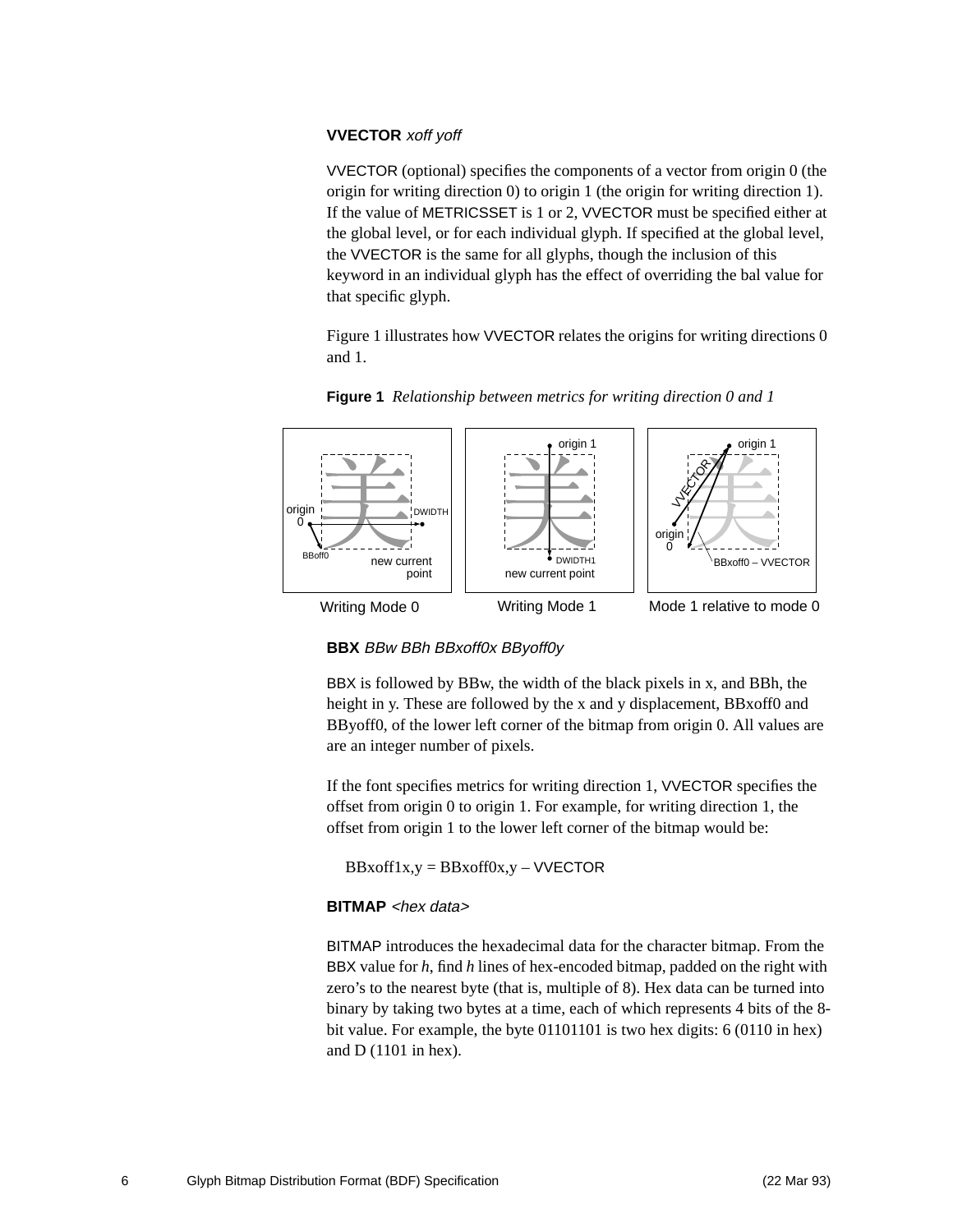**VVECTOR** *xoff yoff*

VVECTOR (optional) specifies the components of a vector from origin 0 (the origin for writing direction 0) to origin 1 (the origin for writing direction 1). If the value of METRICSSET is 1 or 2, VVECTOR must be specified either at the global level, or for each individual glyph. If specified at the global level, the VVECTOR is the same for all glyphs, though the inclusion of this keyword in an individual glyph has the effect of overriding the bal value for that specific glyph.

Figure 1 illustrates how VVECTOR relates the origins for writing directions 0 and 1.

**Figure 1** *Relationship between metrics for writing direction 0 and 1*

Writing Mode 0 — Writing Mode 1 — Mode 1 relative to mode 0

**BBX** *BBw BBh BBxoff0x BByoff0y*

BBX is followed by BBw, the width of the black pixels in x, and BBh, the height in y. These are followed by the x and y displacement, BBxoff0 and BByoff0, of the lower left corner of the bitmap from origin 0. All values are are an integer number of pixels.

If the font specifies metrics for writing direction 1, VVECTOR specifies the offset from origin 0 to origin 1. For example, for writing direction 1, the offset from origin 1 to the lower left corner of the bitmap would be:

BBxoff1x,y = BBxoff0x,y – VVECTOR

**BITMAP** *<hex data>*

BITMAP introduces the hexadecimal data for the character bitmap. From the BBX value for *h*, find *h* lines of hex-encoded bitmap, padded on the right with zero's to the nearest byte (that is, multiple of 8). Hex data can be turned into binary by taking two bytes at a time, each of which represents 4 bits of the 8-bit value. For example, the byte 01101101 is two hex digits: 6 (0110 in hex) and D (1101 in hex).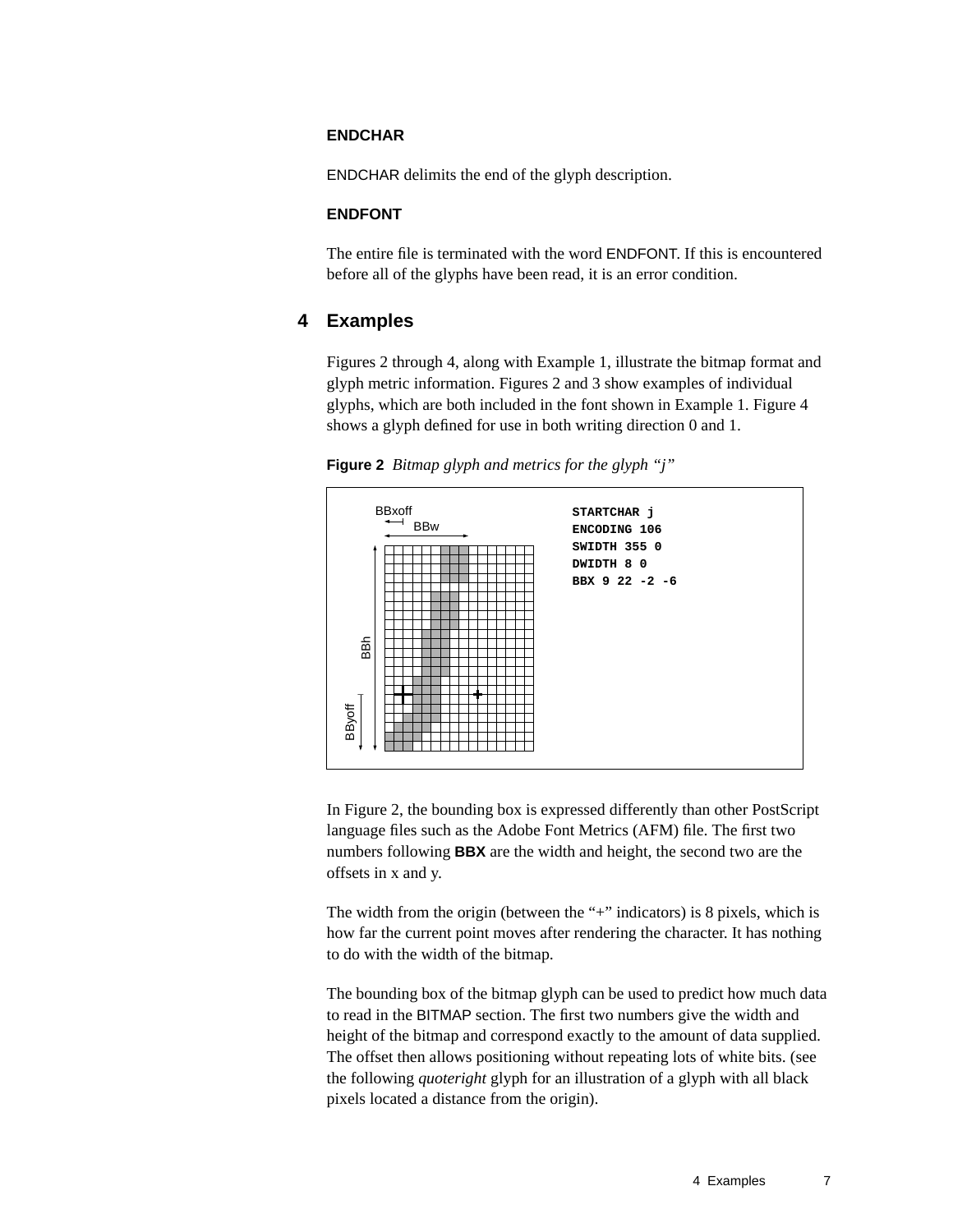### ENDCHAR

ENDCHAR delimits the end of the glyph description.

### ENDFONT

The entire file is terminated with the word ENDFONT. If this is encountered before all of the glyphs have been read, it is an error condition.

## 4 Examples

Figures 2 through 4, along with Example 1, illustrate the bitmap format and glyph metric information. Figures 2 and 3 show examples of individual glyphs, which are both included in the font shown in Example 1. Figure 4 shows a glyph defined for use in both writing direction 0 and 1.

**Figure 2** *Bitmap glyph and metrics for the glyph “j”*

```
STARTCHAR j
ENCODING 106
SWIDTH 355 0
DWIDTH 8 0
BBX 9 22 -2 -6
```

In Figure 2, the bounding box is expressed differently than other PostScript language files such as the Adobe Font Metrics (AFM) file. The first two numbers following **BBX** are the width and height, the second two are the offsets in x and y.

The width from the origin (between the “+” indicators) is 8 pixels, which is how far the current point moves after rendering the character. It has nothing to do with the width of the bitmap.

The bounding box of the bitmap glyph can be used to predict how much data to read in the BITMAP section. The first two numbers give the width and height of the bitmap and correspond exactly to the amount of data supplied. The offset then allows positioning without repeating lots of white bits. (see the following *quoteright* glyph for an illustration of a glyph with all black pixels located a distance from the origin).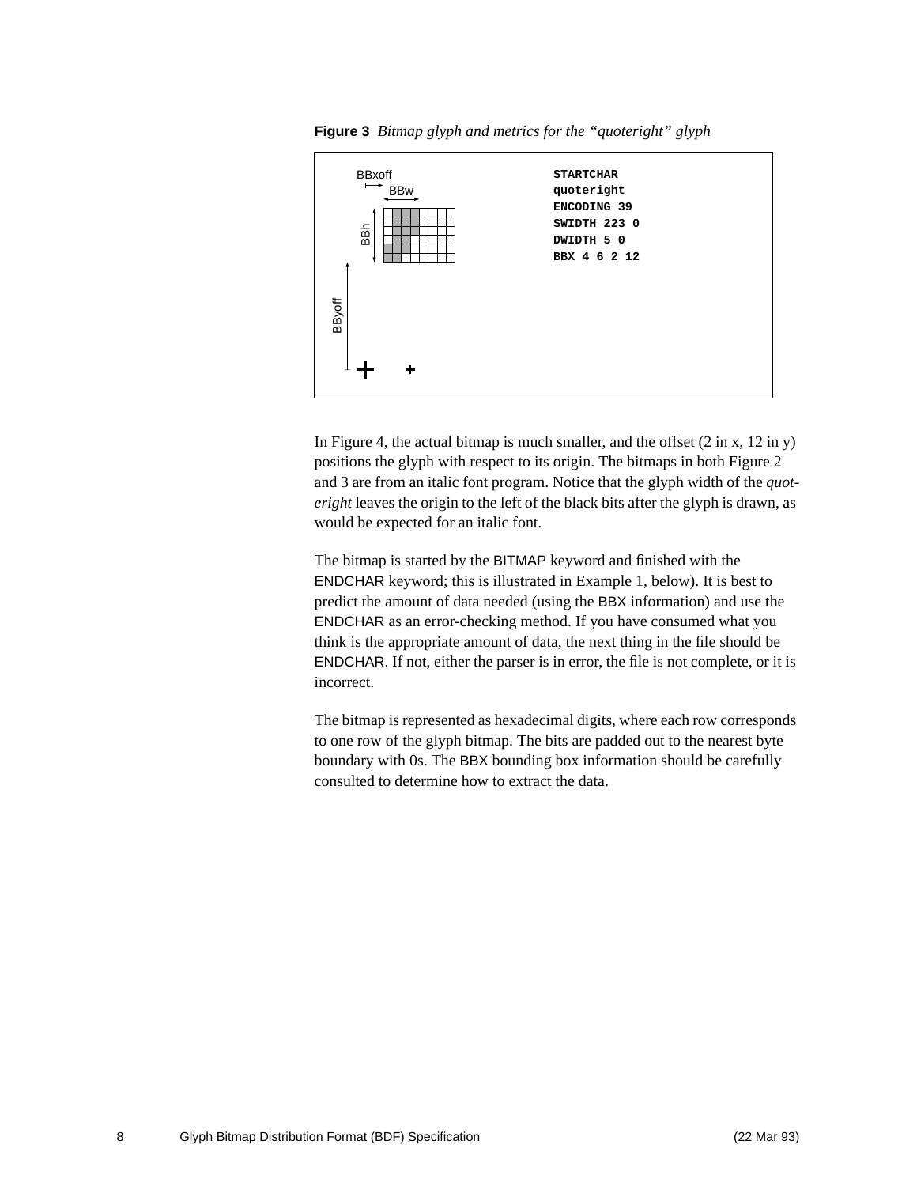**Figure 3** *Bitmap glyph and metrics for the "quoteright" glyph*

```
STARTCHAR
quoteright
ENCODING 39
SWIDTH 223 0
DWIDTH 5 0
BBX 4 6 2 12
```

In Figure 4, the actual bitmap is much smaller, and the offset (2 in x, 12 in y) positions the glyph with respect to its origin. The bitmaps in both Figure 2 and 3 are from an italic font program. Notice that the glyph width of the *quoteright* leaves the origin to the left of the black bits after the glyph is drawn, as would be expected for an italic font.

The bitmap is started by the BITMAP keyword and finished with the ENDCHAR keyword; this is illustrated in Example 1, below). It is best to predict the amount of data needed (using the BBX information) and use the ENDCHAR as an error-checking method. If you have consumed what you think is the appropriate amount of data, the next thing in the file should be ENDCHAR. If not, either the parser is in error, the file is not complete, or it is incorrect.

The bitmap is represented as hexadecimal digits, where each row corresponds to one row of the glyph bitmap. The bits are padded out to the nearest byte boundary with 0s. The BBX bounding box information should be carefully consulted to determine how to extract the data.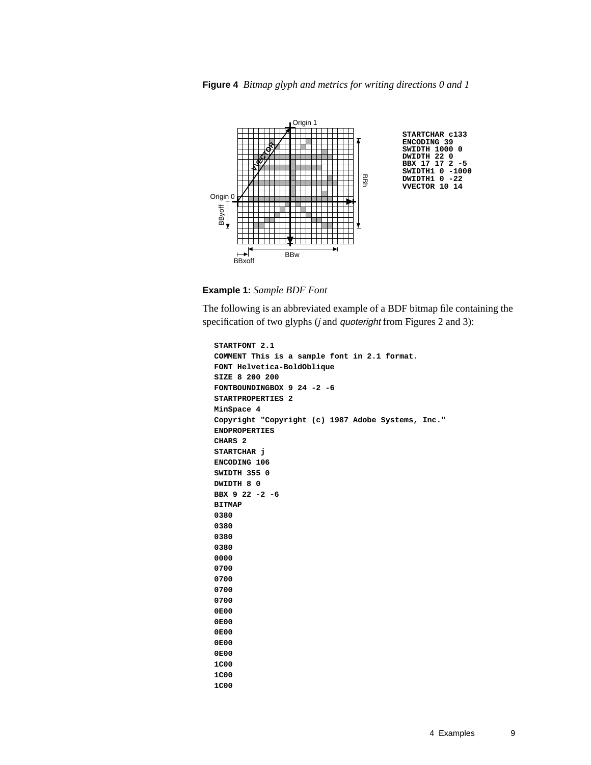**Figure 4** *Bitmap glyph and metrics for writing directions 0 and 1*

```
STARTCHAR c133
ENCODING 39
SWIDTH 1000 0
DWIDTH 22 0
BBX 17 17 2 -5
SWIDTH1 0 -1000
DWIDTH1 0 -22
VVECTOR 10 14
```

**Example 1:** *Sample BDF Font*

The following is an abbreviated example of a BDF bitmap file containing the specification of two glyphs (*j* and *quoteright* from Figures 2 and 3):

```
STARTFONT 2.1
COMMENT This is a sample font in 2.1 format.
FONT Helvetica-BoldOblique
SIZE 8 200 200
FONTBOUNDINGBOX 9 24 -2 -6
STARTPROPERTIES 2
MinSpace 4
Copyright "Copyright (c) 1987 Adobe Systems, Inc."
ENDPROPERTIES
CHARS 2
STARTCHAR j
ENCODING 106
SWIDTH 355 0
DWIDTH 8 0
BBX 9 22 -2 -6
BITMAP
0380
0380
0380
0380
0000
0700
0700
0700
0700
0E00
0E00
0E00
0E00
0E00
1C00
1C00
1C00
```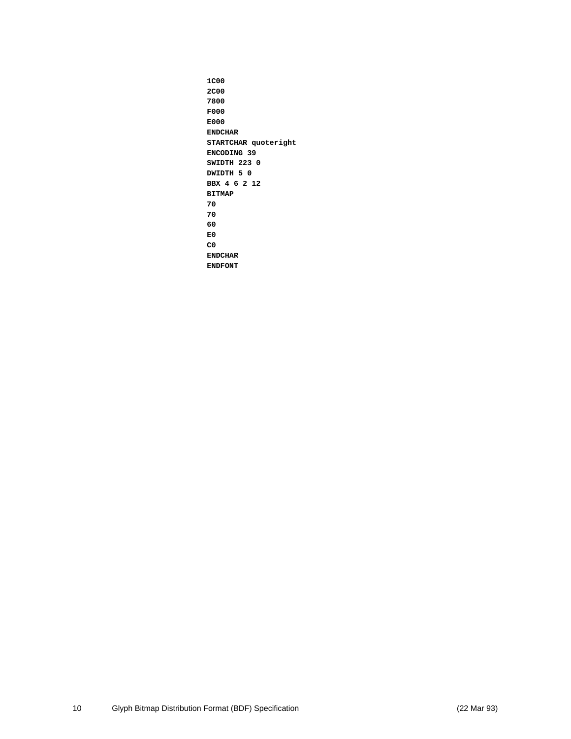```
1C00
2C00
7800
F000
E000
ENDCHAR
STARTCHAR quoteright
ENCODING 39
SWIDTH 223 0
DWIDTH 5 0
BBX 4 6 2 12
BITMAP
70
70
60
E0
C0
ENDCHAR
ENDFONT
```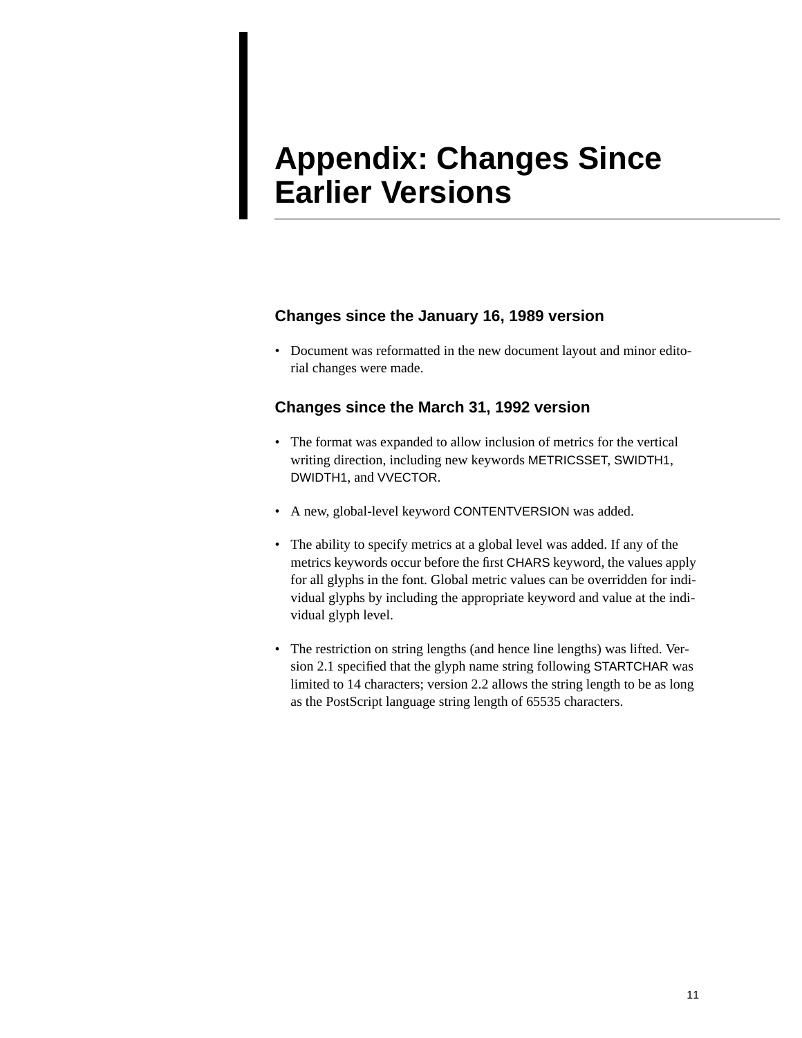# Appendix: Changes Since Earlier Versions

## Changes since the January 16, 1989 version

- Document was reformatted in the new document layout and minor editorial changes were made.

## Changes since the March 31, 1992 version

- The format was expanded to allow inclusion of metrics for the vertical writing direction, including new keywords METRICSSET, SWIDTH1, DWIDTH1, and VVECTOR.
- A new, global-level keyword CONTENTVERSION was added.
- The ability to specify metrics at a global level was added. If any of the metrics keywords occur before the first CHARS keyword, the values apply for all glyphs in the font. Global metric values can be overridden for individual glyphs by including the appropriate keyword and value at the individual glyph level.
- The restriction on string lengths (and hence line lengths) was lifted. Version 2.1 specified that the glyph name string following STARTCHAR was limited to 14 characters; version 2.2 allows the string length to be as long as the PostScript language string length of 65535 characters.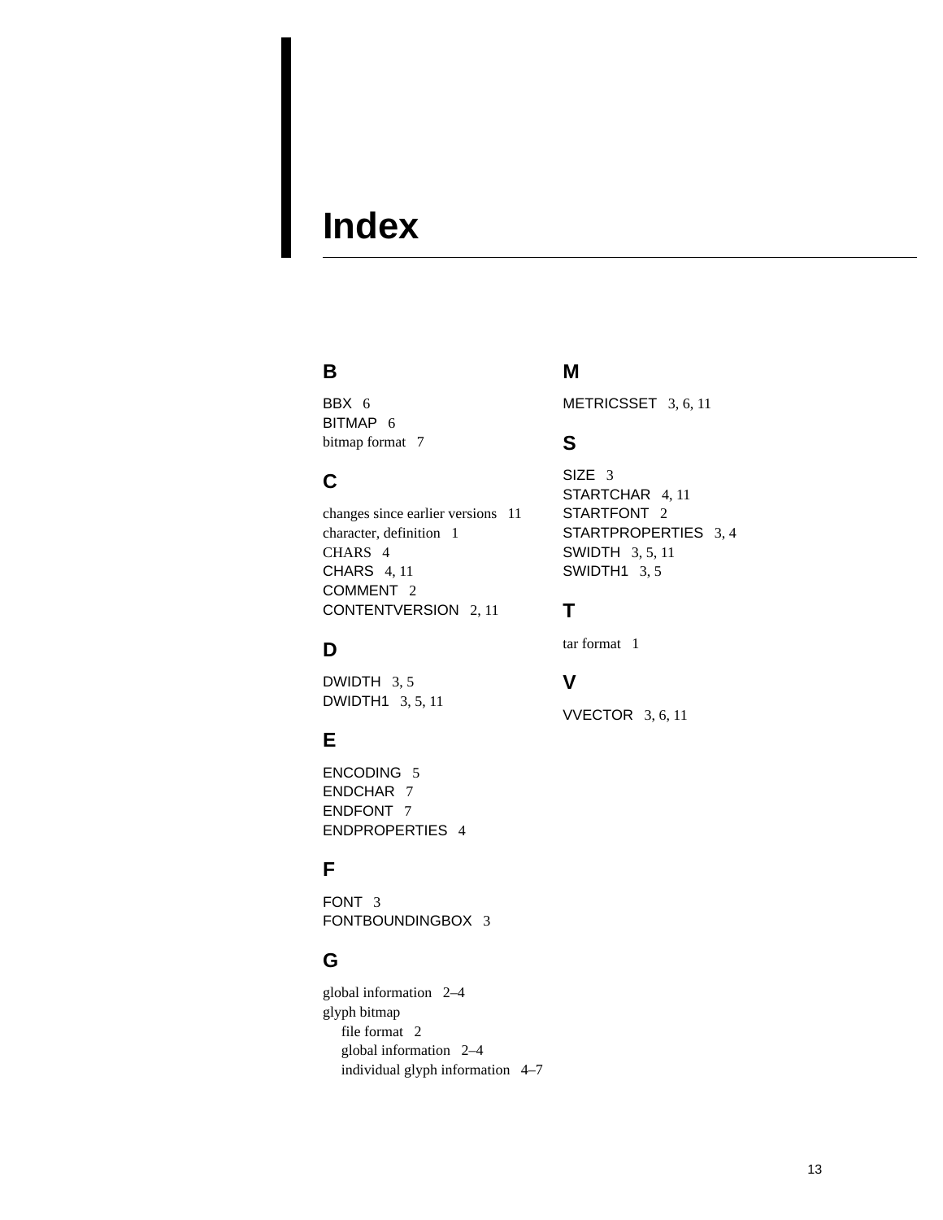# Index

## B

BBX 6
BITMAP 6
bitmap format 7

## C

changes since earlier versions 11
character, definition 1
CHARS 4
CHARS 4, 11
COMMENT 2
CONTENTVERSION 2, 11

## D

DWIDTH 3, 5
DWIDTH1 3, 5, 11

## E

ENCODING 5
ENDCHAR 7
ENDFONT 7
ENDPROPERTIES 4

## F

FONT 3
FONTBOUNDINGBOX 3

## G

global information 2–4
glyph bitmap
- file format 2
- global information 2–4
- individual glyph information 4–7

## M

METRICSSET 3, 6, 11

## S

SIZE 3
STARTCHAR 4, 11
STARTFONT 2
STARTPROPERTIES 3, 4
SWIDTH 3, 5, 11
SWIDTH1 3, 5

## T

tar format 1

## V

VVECTOR 3, 6, 11